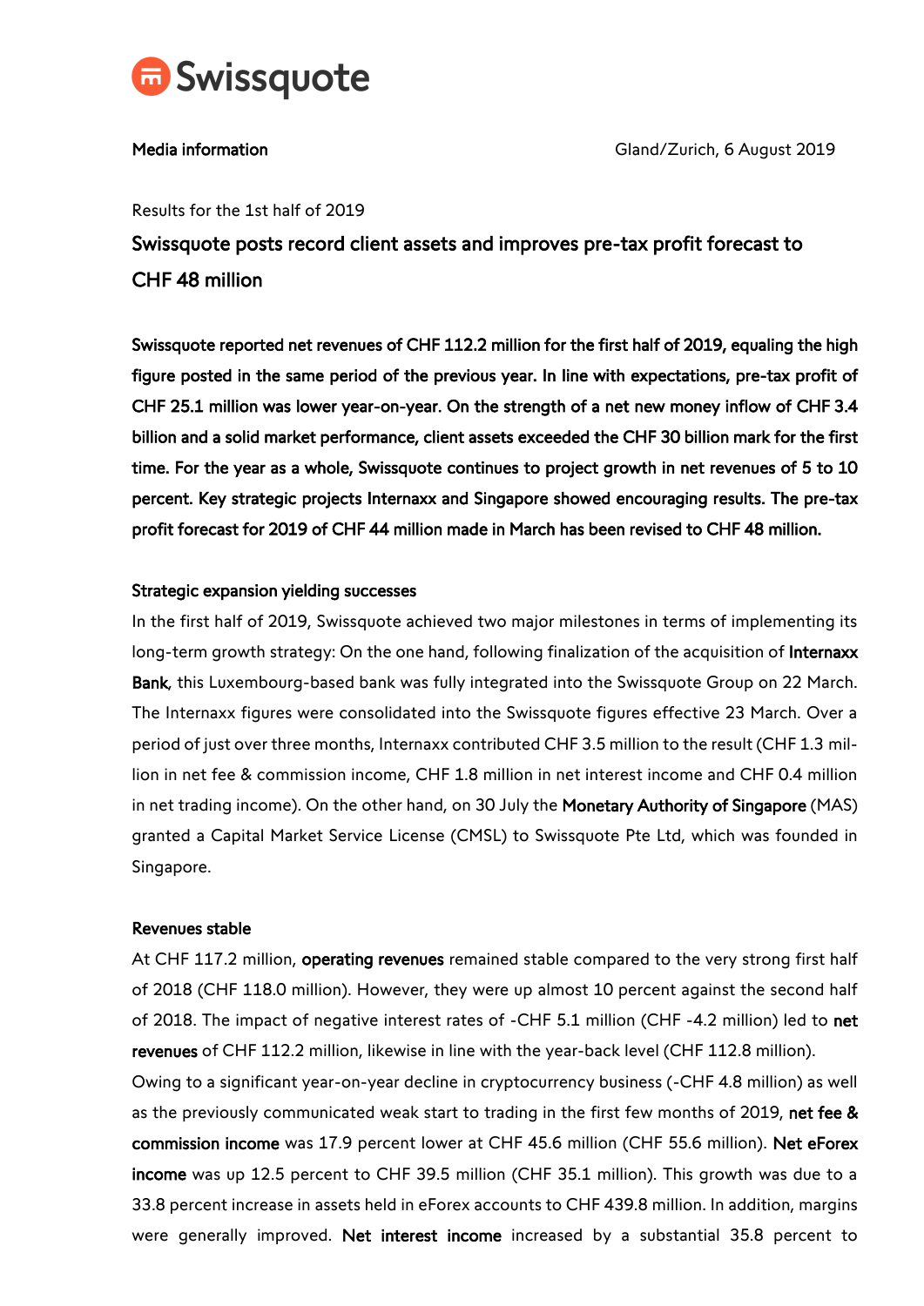Swissquote

**Media information** Gland/Zurich, 6 August 2019

Results for the 1st half of 2019

# Swissquote posts record client assets and improves pre-tax profit forecast to CHF 48 million

**Swissquote reported net revenues of CHF 112.2 million for the first half of 2019, equaling the high figure posted in the same period of the previous year. In line with expectations, pre-tax profit of CHF 25.1 million was lower year-on-year. On the strength of a net new money inflow of CHF 3.4 billion and a solid market performance, client assets exceeded the CHF 30 billion mark for the first time. For the year as a whole, Swissquote continues to project growth in net revenues of 5 to 10 percent. Key strategic projects Internaxx and Singapore showed encouraging results. The pre-tax profit forecast for 2019 of CHF 44 million made in March has been revised to CHF 48 million.**

## Strategic expansion yielding successes

In the first half of 2019, Swissquote achieved two major milestones in terms of implementing its long-term growth strategy: On the one hand, following finalization of the acquisition of **Internaxx Bank**, this Luxembourg-based bank was fully integrated into the Swissquote Group on 22 March. The Internaxx figures were consolidated into the Swissquote figures effective 23 March. Over a period of just over three months, Internaxx contributed CHF 3.5 million to the result (CHF 1.3 million in net fee & commission income, CHF 1.8 million in net interest income and CHF 0.4 million in net trading income). On the other hand, on 30 July the **Monetary Authority of Singapore** (MAS) granted a Capital Market Service License (CMSL) to Swissquote Pte Ltd, which was founded in Singapore.

## Revenues stable

At CHF 117.2 million, **operating revenues** remained stable compared to the very strong first half of 2018 (CHF 118.0 million). However, they were up almost 10 percent against the second half of 2018. The impact of negative interest rates of -CHF 5.1 million (CHF -4.2 million) led to **net revenues** of CHF 112.2 million, likewise in line with the year-back level (CHF 112.8 million).

Owing to a significant year-on-year decline in cryptocurrency business (-CHF 4.8 million) as well as the previously communicated weak start to trading in the first few months of 2019, **net fee & commission income** was 17.9 percent lower at CHF 45.6 million (CHF 55.6 million). **Net eForex income** was up 12.5 percent to CHF 39.5 million (CHF 35.1 million). This growth was due to a 33.8 percent increase in assets held in eForex accounts to CHF 439.8 million. In addition, margins were generally improved. **Net interest income** increased by a substantial 35.8 percent to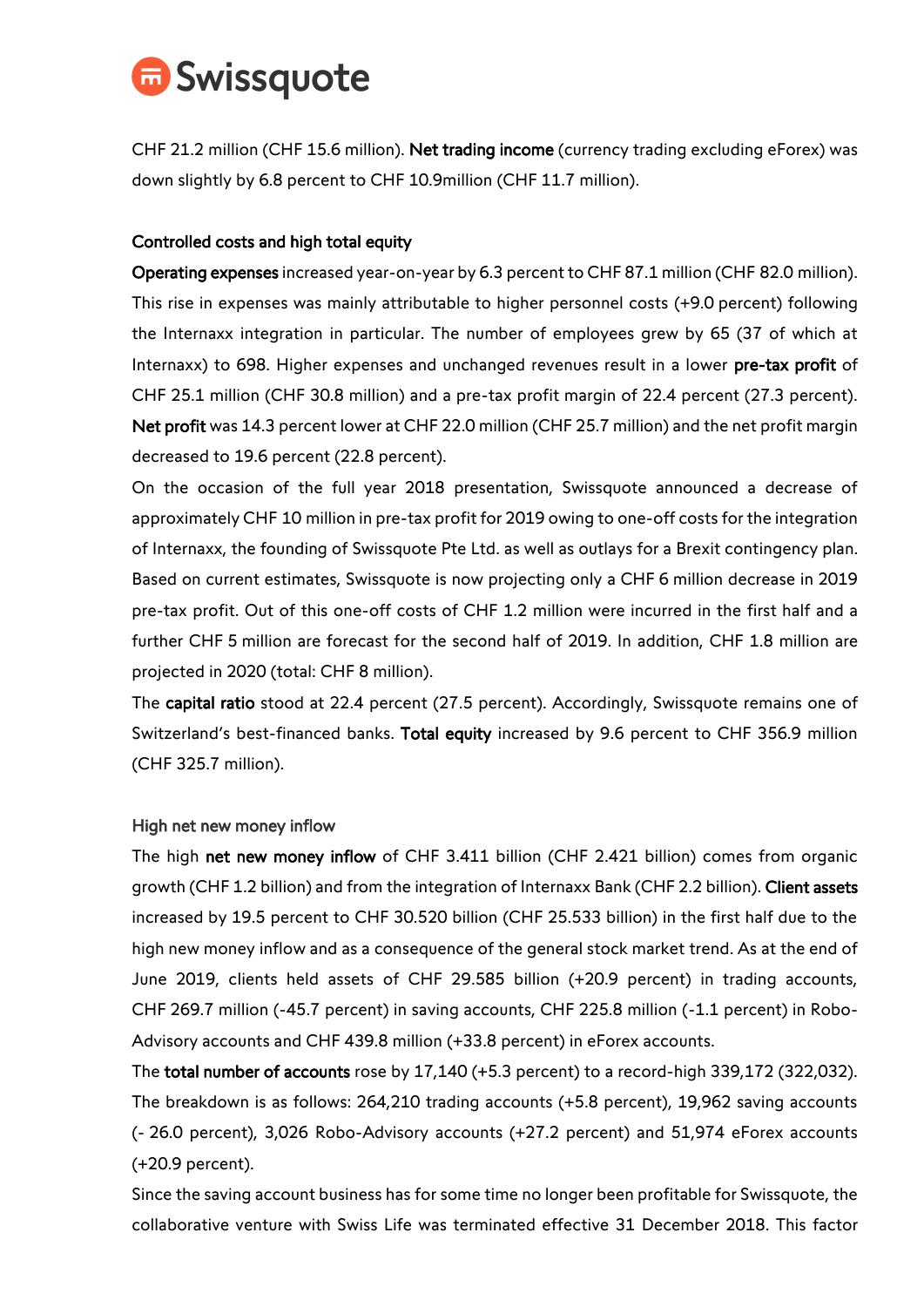CHF 21.2 million (CHF 15.6 million). **Net trading income** (currency trading excluding eForex) was down slightly by 6.8 percent to CHF 10.9million (CHF 11.7 million).

## Controlled costs and high total equity

**Operating expenses** increased year-on-year by 6.3 percent to CHF 87.1 million (CHF 82.0 million). This rise in expenses was mainly attributable to higher personnel costs (+9.0 percent) following the Internaxx integration in particular. The number of employees grew by 65 (37 of which at Internaxx) to 698. Higher expenses and unchanged revenues result in a lower **pre-tax profit** of CHF 25.1 million (CHF 30.8 million) and a pre-tax profit margin of 22.4 percent (27.3 percent). **Net profit** was 14.3 percent lower at CHF 22.0 million (CHF 25.7 million) and the net profit margin decreased to 19.6 percent (22.8 percent).

On the occasion of the full year 2018 presentation, Swissquote announced a decrease of approximately CHF 10 million in pre-tax profit for 2019 owing to one-off costs for the integration of Internaxx, the founding of Swissquote Pte Ltd. as well as outlays for a Brexit contingency plan. Based on current estimates, Swissquote is now projecting only a CHF 6 million decrease in 2019 pre-tax profit. Out of this one-off costs of CHF 1.2 million were incurred in the first half and a further CHF 5 million are forecast for the second half of 2019. In addition, CHF 1.8 million are projected in 2020 (total: CHF 8 million).

The **capital ratio** stood at 22.4 percent (27.5 percent). Accordingly, Swissquote remains one of Switzerland's best-financed banks. **Total equity** increased by 9.6 percent to CHF 356.9 million (CHF 325.7 million).

## High net new money inflow

The high **net new money inflow** of CHF 3.411 billion (CHF 2.421 billion) comes from organic growth (CHF 1.2 billion) and from the integration of Internaxx Bank (CHF 2.2 billion). **Client assets** increased by 19.5 percent to CHF 30.520 billion (CHF 25.533 billion) in the first half due to the high new money inflow and as a consequence of the general stock market trend. As at the end of June 2019, clients held assets of CHF 29.585 billion (+20.9 percent) in trading accounts, CHF 269.7 million (-45.7 percent) in saving accounts, CHF 225.8 million (-1.1 percent) in Robo-Advisory accounts and CHF 439.8 million (+33.8 percent) in eForex accounts.

The **total number of accounts** rose by 17,140 (+5.3 percent) to a record-high 339,172 (322,032). The breakdown is as follows: 264,210 trading accounts (+5.8 percent), 19,962 saving accounts (- 26.0 percent), 3,026 Robo-Advisory accounts (+27.2 percent) and 51,974 eForex accounts (+20.9 percent).

Since the saving account business has for some time no longer been profitable for Swissquote, the collaborative venture with Swiss Life was terminated effective 31 December 2018. This factor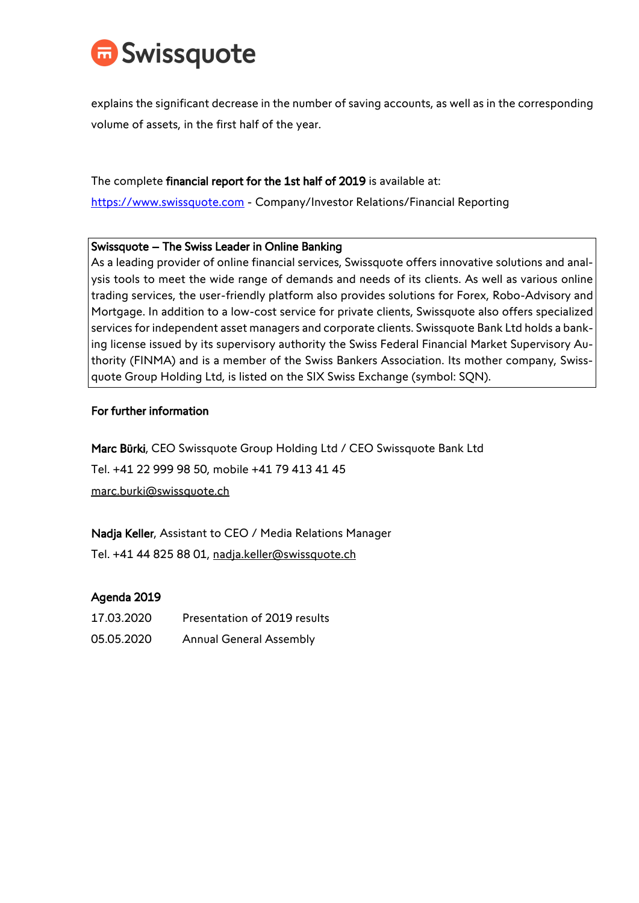explains the significant decrease in the number of saving accounts, as well as in the corresponding volume of assets, in the first half of the year.

The complete **financial report for the 1st half of 2019** is available at:
[https://www.swissquote.com](https://www.swissquote.com) - Company/Investor Relations/Financial Reporting

**Swissquote – The Swiss Leader in Online Banking**
As a leading provider of online financial services, Swissquote offers innovative solutions and analysis tools to meet the wide range of demands and needs of its clients. As well as various online trading services, the user-friendly platform also provides solutions for Forex, Robo-Advisory and Mortgage. In addition to a low-cost service for private clients, Swissquote also offers specialized services for independent asset managers and corporate clients. Swissquote Bank Ltd holds a banking license issued by its supervisory authority the Swiss Federal Financial Market Supervisory Authority (FINMA) and is a member of the Swiss Bankers Association. Its mother company, Swissquote Group Holding Ltd, is listed on the SIX Swiss Exchange (symbol: SQN).

**For further information**

**Marc Bürki**, CEO Swissquote Group Holding Ltd / CEO Swissquote Bank Ltd
Tel. +41 22 999 98 50, mobile +41 79 413 41 45
marc.burki@swissquote.ch

**Nadja Keller**, Assistant to CEO / Media Relations Manager
Tel. +41 44 825 88 01, nadja.keller@swissquote.ch

**Agenda 2019**

| | |
|---|---|
| 17.03.2020 | Presentation of 2019 results |
| 05.05.2020 | Annual General Assembly |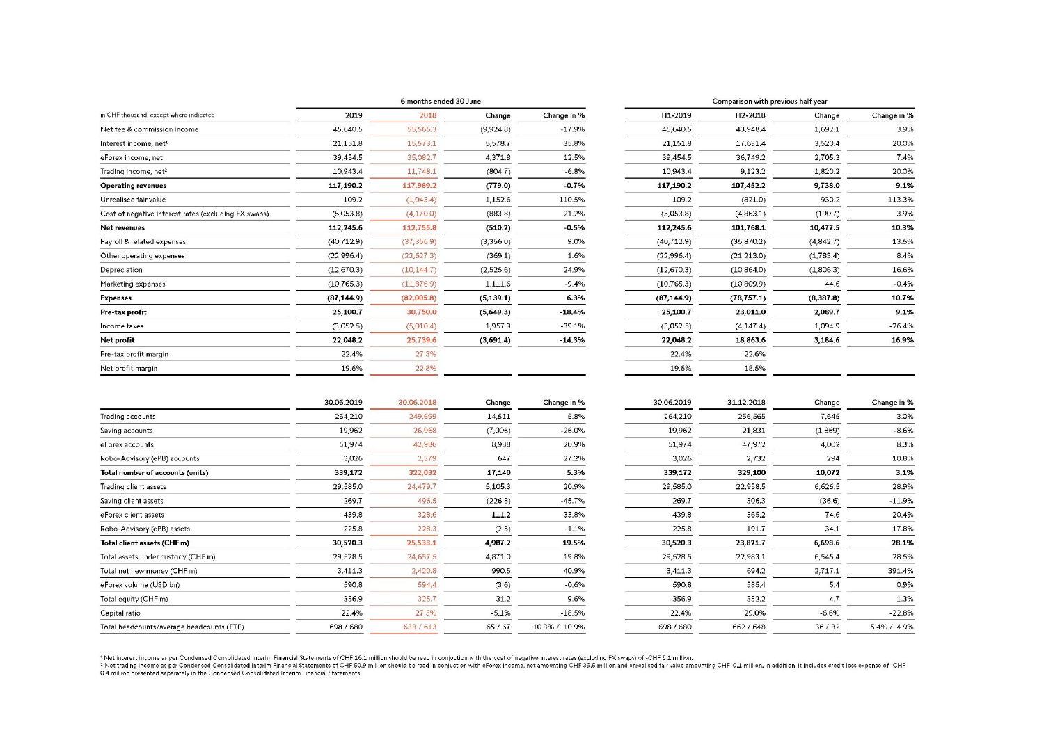| in CHF thousand, except where indicated | 6 months ended 30 June | | | | Comparison with previous half year | | | |
|---|---|---|---|---|---|---|---|---|
| | 2019 | 2018 | Change | Change in % | H1-2019 | H2-2018 | Change | Change in % |
| Net fee & commission income | 45,640.5 | 55,565.3 | (9,924.8) | -17.9% | 45,640.5 | 43,948.4 | 1,692.1 | 3.9% |
| Interest income, net[1] | 21,151.8 | 15,573.1 | 5,578.7 | 35.8% | 21,151.8 | 17,631.4 | 3,520.4 | 20.0% |
| eForex income, net | 39,454.5 | 35,082.7 | 4,371.8 | 12.5% | 39,454.5 | 36,749.2 | 2,705.3 | 7.4% |
| Trading income, net[2] | 10,943.4 | 11,748.1 | (804.7) | -6.8% | 10,943.4 | 9,123.2 | 1,820.2 | 20.0% |
| **Operating revenues** | **117,190.2** | **117,969.2** | **(779.0)** | **-0.7%** | **117,190.2** | **107,452.2** | **9,738.0** | **9.1%** |
| Unrealised fair value | 109.2 | (1,043.4) | 1,152.6 | 110.5% | 109.2 | (821.0) | 930.2 | 113.3% |
| Cost of negative interest rates (excluding FX swaps) | (5,053.8) | (4,170.0) | (883.8) | 21.2% | (5,053.8) | (4,863.1) | (190.7) | 3.9% |
| **Net revenues** | **112,245.6** | **112,755.8** | **(510.2)** | **-0.5%** | **112,245.6** | **101,768.1** | **10,477.5** | **10.3%** |
| Payroll & related expenses | (40,712.9) | (37,356.9) | (3,356.0) | 9.0% | (40,712.9) | (35,870.2) | (4,842.7) | 13.5% |
| Other operating expenses | (22,996.4) | (22,627.3) | (369.1) | 1.6% | (22,996.4) | (21,213.0) | (1,783.4) | 8.4% |
| Depreciation | (12,670.3) | (10,144.7) | (2,525.6) | 24.9% | (12,670.3) | (10,864.0) | (1,806.3) | 16.6% |
| Marketing expenses | (10,765.3) | (11,876.9) | 1,111.6 | -9.4% | (10,765.3) | (10,809.9) | 44.6 | -0.4% |
| **Expenses** | **(87,144.9)** | **(82,005.8)** | **(5,139.1)** | **6.3%** | **(87,144.9)** | **(78,757.1)** | **(8,387.8)** | **10.7%** |
| **Pre-tax profit** | **25,100.7** | **30,750.0** | **(5,649.3)** | **-18.4%** | **25,100.7** | **23,011.0** | **2,089.7** | **9.1%** |
| Income taxes | (3,052.5) | (5,010.4) | 1,957.9 | -39.1% | (3,052.5) | (4,147.4) | 1,094.9 | -26.4% |
| **Net profit** | **22,048.2** | **25,739.6** | **(3,691.4)** | **-14.3%** | **22,048.2** | **18,863.6** | **3,184.6** | **16.9%** |
| Pre-tax profit margin | 22.4% | 27.3% | | | 22.4% | 22.6% | | |
| Net profit margin | 19.6% | 22.8% | | | 19.6% | 18.5% | | |

| | 30.06.2019 | 30.06.2018 | Change | Change in % | 30.06.2019 | 31.12.2018 | Change | Change in % |
|---|---|---|---|---|---|---|---|---|
| Trading accounts | 264,210 | 249,699 | 14,511 | 5.8% | 264,210 | 256,565 | 7,645 | 3.0% |
| Saving accounts | 19,962 | 26,968 | (7,006) | -26.0% | 19,962 | 21,831 | (1,869) | -8.6% |
| eForex accounts | 51,974 | 42,986 | 8,988 | 20.9% | 51,974 | 47,972 | 4,002 | 8.3% |
| Robo-Advisory (ePB) accounts | 3,026 | 2,379 | 647 | 27.2% | 3,026 | 2,732 | 294 | 10.8% |
| **Total number of accounts (units)** | **339,172** | **322,032** | **17,140** | **5.3%** | **339,172** | **329,100** | **10,072** | **3.1%** |
| Trading client assets | 29,585.0 | 24,479.7 | 5,105.3 | 20.9% | 29,585.0 | 22,958.5 | 6,626.5 | 28.9% |
| Saving client assets | 269.7 | 496.5 | (226.8) | -45.7% | 269.7 | 306.3 | (36.6) | -11.9% |
| eForex client assets | 439.8 | 328.6 | 111.2 | 33.8% | 439.8 | 365.2 | 74.6 | 20.4% |
| Robo-Advisory (ePB) assets | 225.8 | 228.3 | (2.5) | -1.1% | 225.8 | 191.7 | 34.1 | 17.8% |
| **Total client assets (CHF m)** | **30,520.3** | **25,533.1** | **4,987.2** | **19.5%** | **30,520.3** | **23,821.7** | **6,698.6** | **28.1%** |
| Total assets under custody (CHF m) | 29,528.5 | 24,657.5 | 4,871.0 | 19.8% | 29,528.5 | 22,983.1 | 6,545.4 | 28.5% |
| Total net new money (CHF m) | 3,411.3 | 2,420.8 | 990.5 | 40.9% | 3,411.3 | 694.2 | 2,717.1 | 391.4% |
| eForex volume (USD bn) | 590.8 | 594.4 | (3.6) | -0.6% | 590.8 | 585.4 | 5.4 | 0.9% |
| Total equity (CHF m) | 356.9 | 325.7 | 31.2 | 9.6% | 356.9 | 352.2 | 4.7 | 1.3% |
| Capital ratio | 22.4% | 27.5% | -5.1% | -18.5% | 22.4% | 29.0% | -6.6% | -22.8% |
| Total headcounts/average headcounts (FTE) | 698 / 680 | 633 / 613 | 65 / 67 | 10.3% / 10.9% | 698 / 680 | 662 / 648 | 36 / 32 | 5.4% / 4.9% |

[1] Net interest income as per Condensed Consolidated Interim Financial Statements of CHF 16.1 million should be read in conjuction with the cost of negative interest rates (excluding FX swaps) of -CHF 5.1 million.
[2] Net trading income as per Condensed Consolidated Interim Financial Statements of CHF 50.9 million should be read in conjuction with eForex income, net amounting CHF 39.5 million and unrealised fair value amounting CHF 0.1 million. In addition, it includes credit loss expense of -CHF 0.4 million presented separately in the Condensed Consolidated Interim Financial Statements.